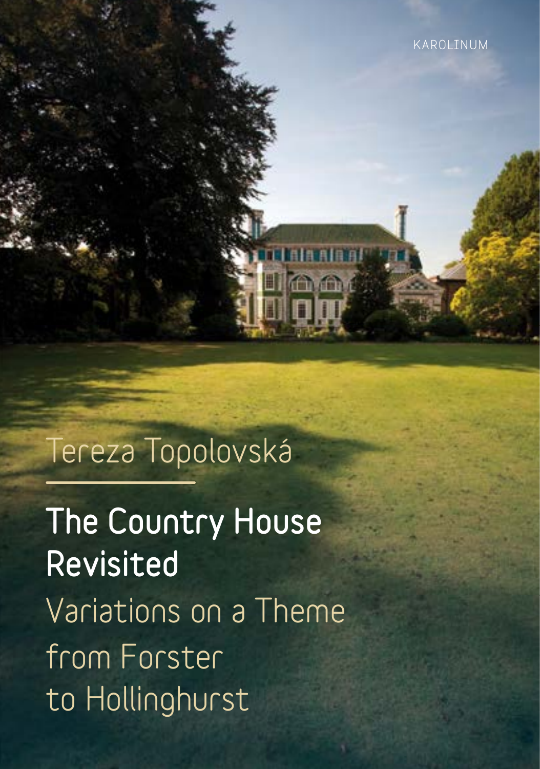KAROLINUM

Tereza Topolovská

# The Country House Revisited

## Variations on a Theme from Forster to Hollinghurst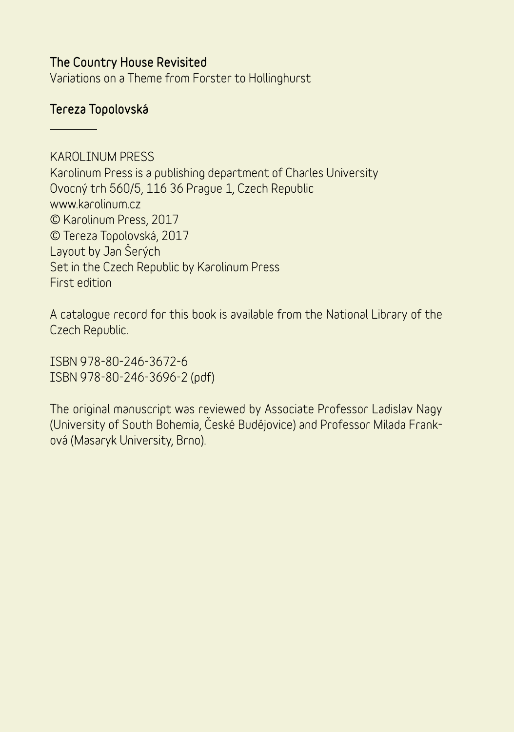**The Country House Revisited**
Variations on a Theme from Forster to Hollinghurst

**Tereza Topolovská**

---

KAROLINUM PRESS
Karolinum Press is a publishing department of Charles University
Ovocný trh 560/5, 116 36 Prague 1, Czech Republic
www.karolinum.cz
© Karolinum Press, 2017
© Tereza Topolovská, 2017
Layout by Jan Šerých
Set in the Czech Republic by Karolinum Press
First edition

A catalogue record for this book is available from the National Library of the Czech Republic.

ISBN 978-80-246-3672-6
ISBN 978-80-246-3696-2 (pdf)

The original manuscript was reviewed by Associate Professor Ladislav Nagy (University of South Bohemia, České Budějovice) and Professor Milada Franková (Masaryk University, Brno).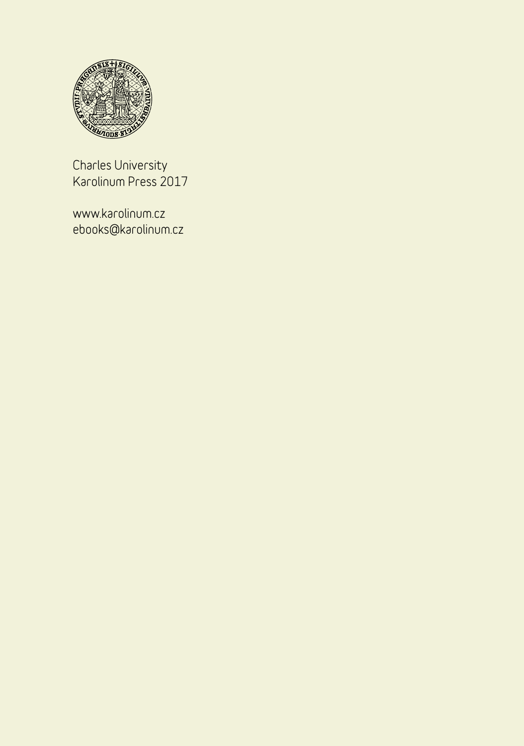Charles University
Karolinum Press 2017

www.karolinum.cz
ebooks@karolinum.cz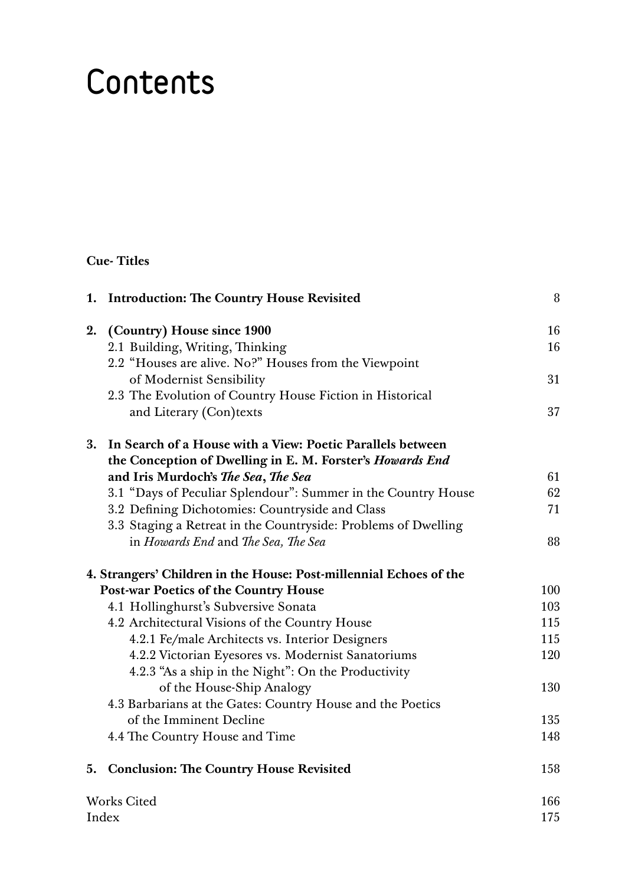# Contents

**Cue- Titles**

**1. Introduction: The Country House Revisited** 8

**2. (Country) House since 1900** 16

2.1 Building, Writing, Thinking 16

2.2 "Houses are alive. No?" Houses from the Viewpoint of Modernist Sensibility 31

2.3 The Evolution of Country House Fiction in Historical and Literary (Con)texts 37

**3. In Search of a House with a View: Poetic Parallels between the Conception of Dwelling in E. M. Forster's *Howards End* and Iris Murdoch's *The Sea, The Sea*** 61

3.1 "Days of Peculiar Splendour": Summer in the Country House 62

3.2 Defining Dichotomies: Countryside and Class 71

3.3 Staging a Retreat in the Countryside: Problems of Dwelling in *Howards End* and *The Sea, The Sea* 88

**4. Strangers' Children in the House: Post-millennial Echoes of the Post-war Poetics of the Country House** 100

4.1 Hollinghurst's Subversive Sonata 103

4.2 Architectural Visions of the Country House 115

4.2.1 Fe/male Architects vs. Interior Designers 115

4.2.2 Victorian Eyesores vs. Modernist Sanatoriums 120

4.2.3 "As a ship in the Night": On the Productivity of the House-Ship Analogy 130

4.3 Barbarians at the Gates: Country House and the Poetics of the Imminent Decline 135

4.4 The Country House and Time 148

**5. Conclusion: The Country House Revisited** 158

Works Cited 166

Index 175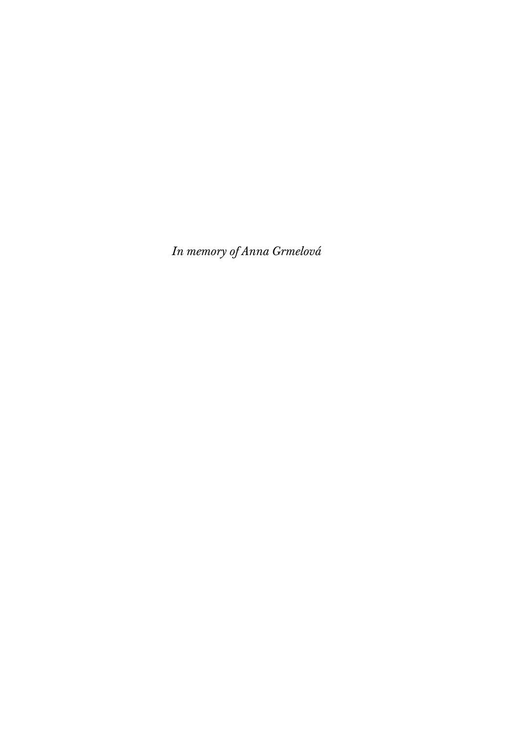*In memory of Anna Grmelová*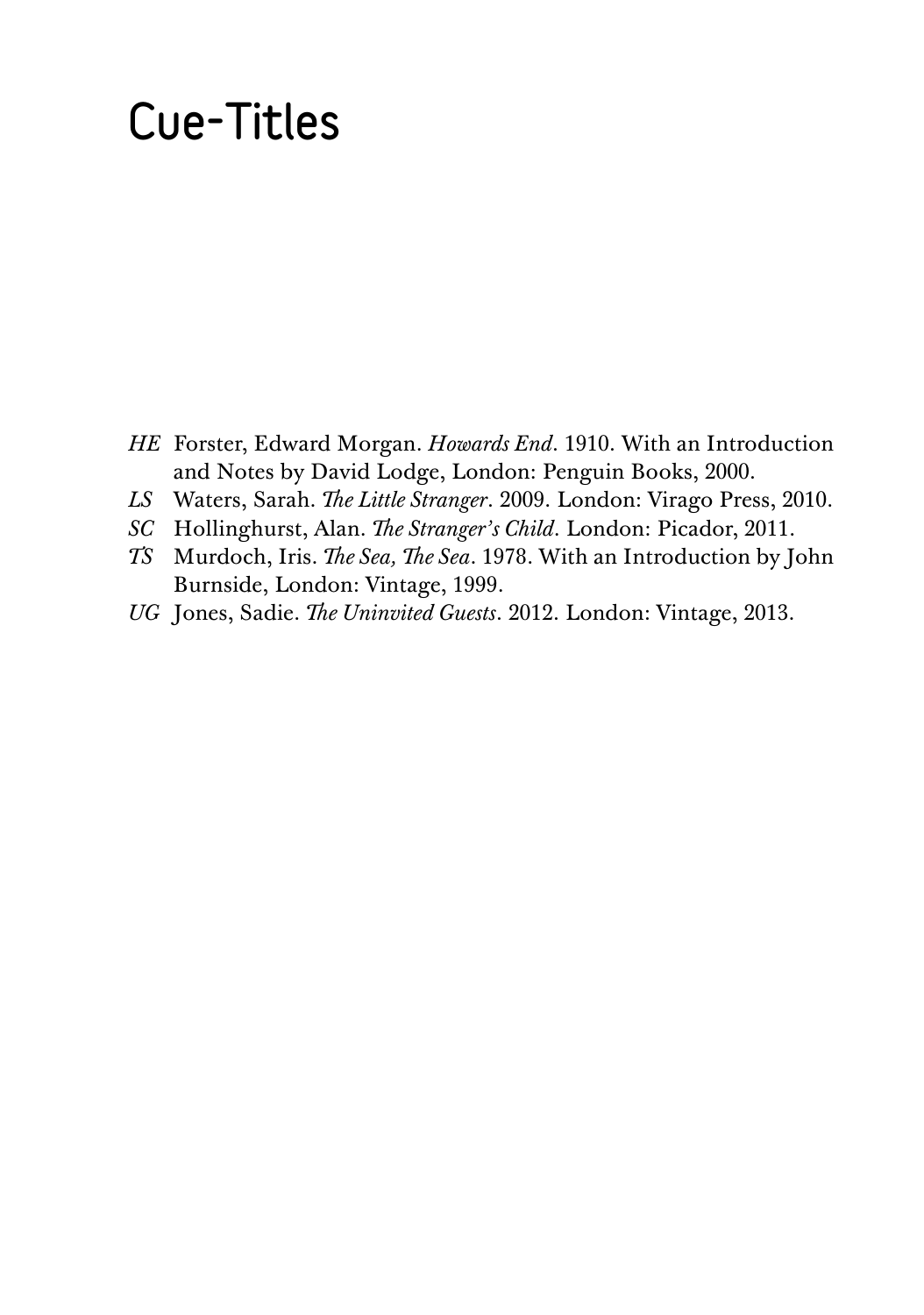# Cue-Titles

*HE* Forster, Edward Morgan. *Howards End*. 1910. With an Introduction and Notes by David Lodge, London: Penguin Books, 2000.

*LS* Waters, Sarah. *The Little Stranger*. 2009. London: Virago Press, 2010.

*SC* Hollinghurst, Alan. *The Stranger's Child*. London: Picador, 2011.

*TS* Murdoch, Iris. *The Sea, The Sea*. 1978. With an Introduction by John Burnside, London: Vintage, 1999.

*UG* Jones, Sadie. *The Uninvited Guests*. 2012. London: Vintage, 2013.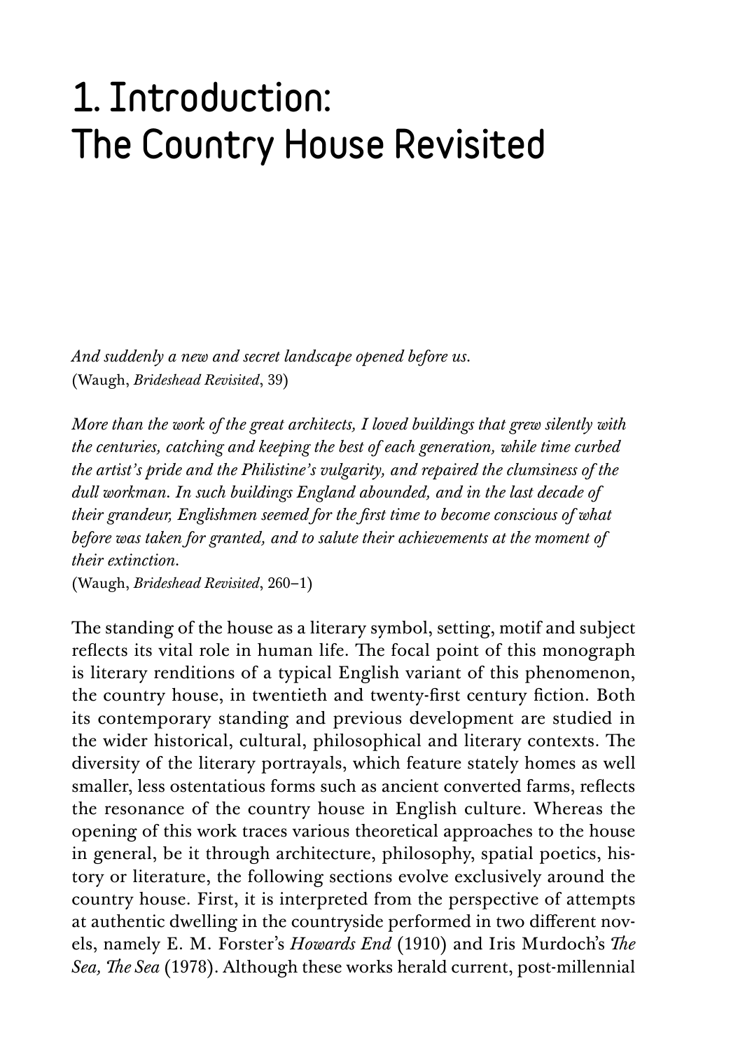# 1. Introduction: The Country House Revisited

*And suddenly a new and secret landscape opened before us.*
(Waugh, *Brideshead Revisited*, 39)

*More than the work of the great architects, I loved buildings that grew silently with the centuries, catching and keeping the best of each generation, while time curbed the artist's pride and the Philistine's vulgarity, and repaired the clumsiness of the dull workman. In such buildings England abounded, and in the last decade of their grandeur, Englishmen seemed for the first time to become conscious of what before was taken for granted, and to salute their achievements at the moment of their extinction.*
(Waugh, *Brideshead Revisited*, 260–1)

The standing of the house as a literary symbol, setting, motif and subject reflects its vital role in human life. The focal point of this monograph is literary renditions of a typical English variant of this phenomenon, the country house, in twentieth and twenty-first century fiction. Both its contemporary standing and previous development are studied in the wider historical, cultural, philosophical and literary contexts. The diversity of the literary portrayals, which feature stately homes as well smaller, less ostentatious forms such as ancient converted farms, reflects the resonance of the country house in English culture. Whereas the opening of this work traces various theoretical approaches to the house in general, be it through architecture, philosophy, spatial poetics, history or literature, the following sections evolve exclusively around the country house. First, it is interpreted from the perspective of attempts at authentic dwelling in the countryside performed in two different novels, namely E. M. Forster's *Howards End* (1910) and Iris Murdoch's *The Sea, The Sea* (1978). Although these works herald current, post-millennial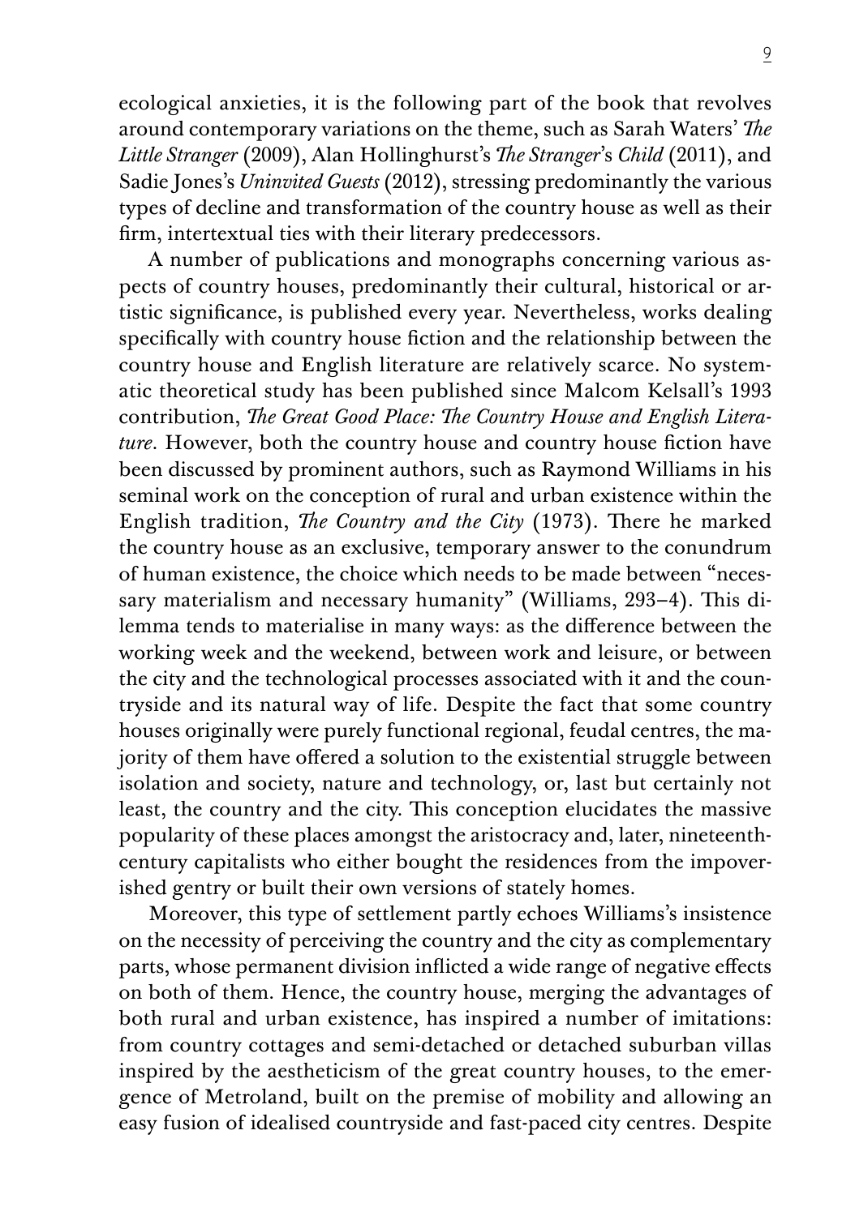ecological anxieties, it is the following part of the book that revolves around contemporary variations on the theme, such as Sarah Waters' *The Little Stranger* (2009), Alan Hollinghurst's *The Stranger's Child* (2011), and Sadie Jones's *Uninvited Guests* (2012), stressing predominantly the various types of decline and transformation of the country house as well as their firm, intertextual ties with their literary predecessors.

A number of publications and monographs concerning various aspects of country houses, predominantly their cultural, historical or artistic significance, is published every year. Nevertheless, works dealing specifically with country house fiction and the relationship between the country house and English literature are relatively scarce. No systematic theoretical study has been published since Malcom Kelsall's 1993 contribution, *The Great Good Place: The Country House and English Literature*. However, both the country house and country house fiction have been discussed by prominent authors, such as Raymond Williams in his seminal work on the conception of rural and urban existence within the English tradition, *The Country and the City* (1973). There he marked the country house as an exclusive, temporary answer to the conundrum of human existence, the choice which needs to be made between "necessary materialism and necessary humanity" (Williams, 293–4). This dilemma tends to materialise in many ways: as the difference between the working week and the weekend, between work and leisure, or between the city and the technological processes associated with it and the countryside and its natural way of life. Despite the fact that some country houses originally were purely functional regional, feudal centres, the majority of them have offered a solution to the existential struggle between isolation and society, nature and technology, or, last but certainly not least, the country and the city. This conception elucidates the massive popularity of these places amongst the aristocracy and, later, nineteenth-century capitalists who either bought the residences from the impoverished gentry or built their own versions of stately homes.

Moreover, this type of settlement partly echoes Williams's insistence on the necessity of perceiving the country and the city as complementary parts, whose permanent division inflicted a wide range of negative effects on both of them. Hence, the country house, merging the advantages of both rural and urban existence, has inspired a number of imitations: from country cottages and semi-detached or detached suburban villas inspired by the aestheticism of the great country houses, to the emergence of Metroland, built on the premise of mobility and allowing an easy fusion of idealised countryside and fast-paced city centres. Despite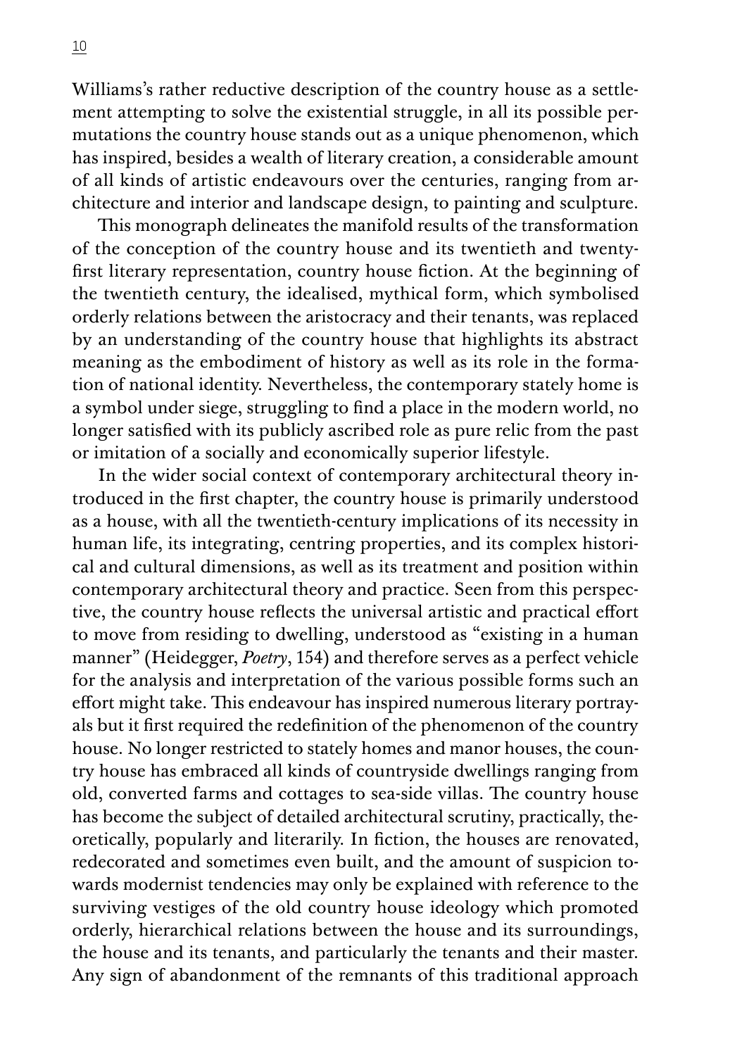Williams's rather reductive description of the country house as a settlement attempting to solve the existential struggle, in all its possible permutations the country house stands out as a unique phenomenon, which has inspired, besides a wealth of literary creation, a considerable amount of all kinds of artistic endeavours over the centuries, ranging from architecture and interior and landscape design, to painting and sculpture.

This monograph delineates the manifold results of the transformation of the conception of the country house and its twentieth and twenty-first literary representation, country house fiction. At the beginning of the twentieth century, the idealised, mythical form, which symbolised orderly relations between the aristocracy and their tenants, was replaced by an understanding of the country house that highlights its abstract meaning as the embodiment of history as well as its role in the formation of national identity. Nevertheless, the contemporary stately home is a symbol under siege, struggling to find a place in the modern world, no longer satisfied with its publicly ascribed role as pure relic from the past or imitation of a socially and economically superior lifestyle.

In the wider social context of contemporary architectural theory introduced in the first chapter, the country house is primarily understood as a house, with all the twentieth-century implications of its necessity in human life, its integrating, centring properties, and its complex historical and cultural dimensions, as well as its treatment and position within contemporary architectural theory and practice. Seen from this perspective, the country house reflects the universal artistic and practical effort to move from residing to dwelling, understood as "existing in a human manner" (Heidegger, *Poetry*, 154) and therefore serves as a perfect vehicle for the analysis and interpretation of the various possible forms such an effort might take. This endeavour has inspired numerous literary portrayals but it first required the redefinition of the phenomenon of the country house. No longer restricted to stately homes and manor houses, the country house has embraced all kinds of countryside dwellings ranging from old, converted farms and cottages to sea-side villas. The country house has become the subject of detailed architectural scrutiny, practically, theoretically, popularly and literarily. In fiction, the houses are renovated, redecorated and sometimes even built, and the amount of suspicion towards modernist tendencies may only be explained with reference to the surviving vestiges of the old country house ideology which promoted orderly, hierarchical relations between the house and its surroundings, the house and its tenants, and particularly the tenants and their master. Any sign of abandonment of the remnants of this traditional approach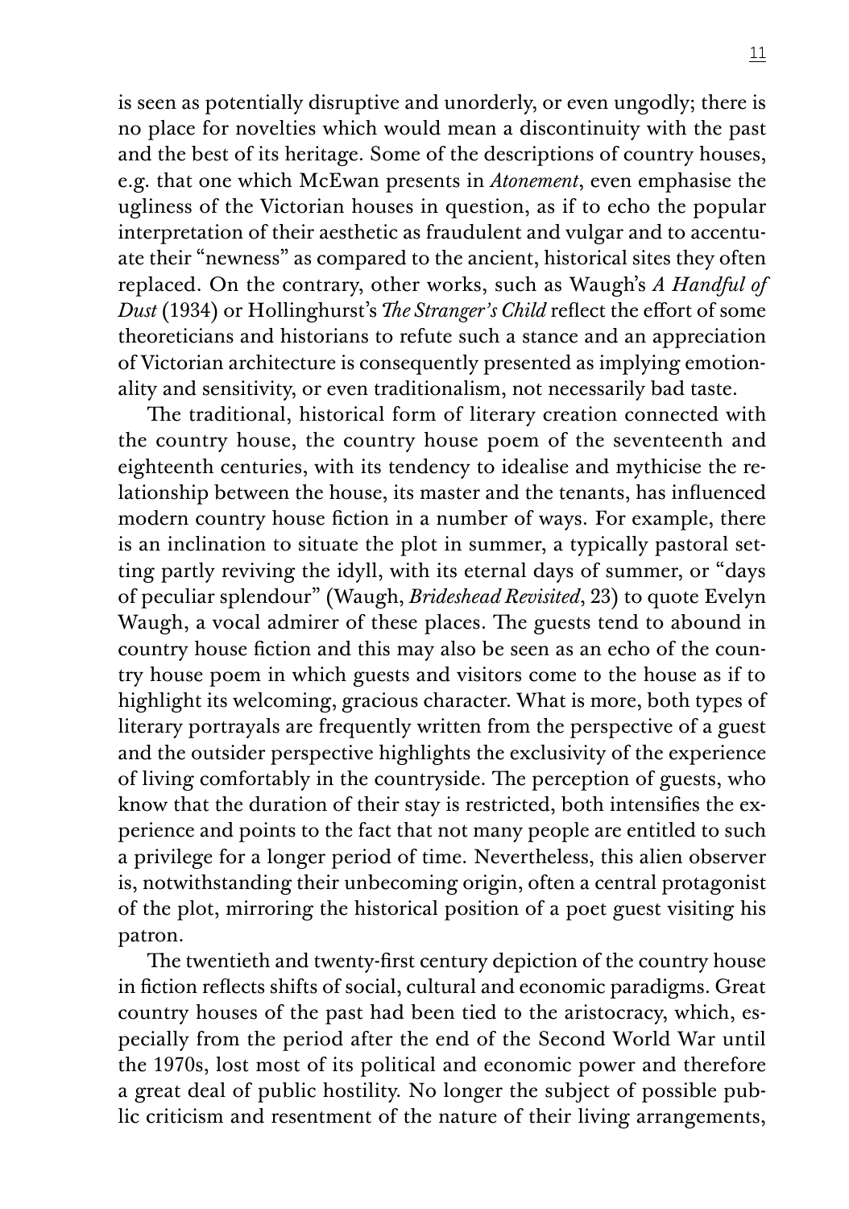is seen as potentially disruptive and unorderly, or even ungodly; there is no place for novelties which would mean a discontinuity with the past and the best of its heritage. Some of the descriptions of country houses, e.g. that one which McEwan presents in *Atonement*, even emphasise the ugliness of the Victorian houses in question, as if to echo the popular interpretation of their aesthetic as fraudulent and vulgar and to accentuate their "newness" as compared to the ancient, historical sites they often replaced. On the contrary, other works, such as Waugh's *A Handful of Dust* (1934) or Hollinghurst's *The Stranger's Child* reflect the effort of some theoreticians and historians to refute such a stance and an appreciation of Victorian architecture is consequently presented as implying emotionality and sensitivity, or even traditionalism, not necessarily bad taste.

The traditional, historical form of literary creation connected with the country house, the country house poem of the seventeenth and eighteenth centuries, with its tendency to idealise and mythicise the relationship between the house, its master and the tenants, has influenced modern country house fiction in a number of ways. For example, there is an inclination to situate the plot in summer, a typically pastoral setting partly reviving the idyll, with its eternal days of summer, or "days of peculiar splendour" (Waugh, *Brideshead Revisited*, 23) to quote Evelyn Waugh, a vocal admirer of these places. The guests tend to abound in country house fiction and this may also be seen as an echo of the country house poem in which guests and visitors come to the house as if to highlight its welcoming, gracious character. What is more, both types of literary portrayals are frequently written from the perspective of a guest and the outsider perspective highlights the exclusivity of the experience of living comfortably in the countryside. The perception of guests, who know that the duration of their stay is restricted, both intensifies the experience and points to the fact that not many people are entitled to such a privilege for a longer period of time. Nevertheless, this alien observer is, notwithstanding their unbecoming origin, often a central protagonist of the plot, mirroring the historical position of a poet guest visiting his patron.

The twentieth and twenty-first century depiction of the country house in fiction reflects shifts of social, cultural and economic paradigms. Great country houses of the past had been tied to the aristocracy, which, especially from the period after the end of the Second World War until the 1970s, lost most of its political and economic power and therefore a great deal of public hostility. No longer the subject of possible public criticism and resentment of the nature of their living arrangements,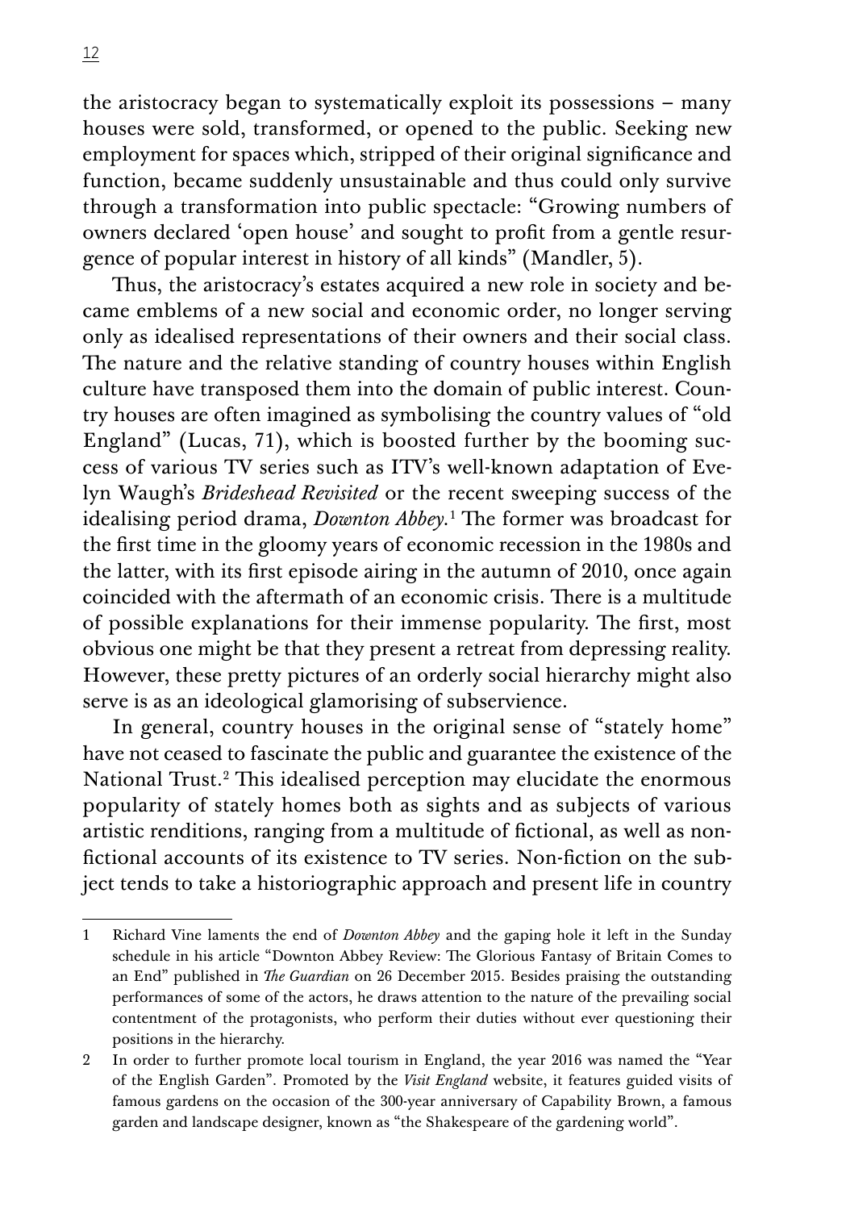the aristocracy began to systematically exploit its possessions – many houses were sold, transformed, or opened to the public. Seeking new employment for spaces which, stripped of their original significance and function, became suddenly unsustainable and thus could only survive through a transformation into public spectacle: "Growing numbers of owners declared 'open house' and sought to profit from a gentle resurgence of popular interest in history of all kinds" (Mandler, 5).

Thus, the aristocracy's estates acquired a new role in society and became emblems of a new social and economic order, no longer serving only as idealised representations of their owners and their social class. The nature and the relative standing of country houses within English culture have transposed them into the domain of public interest. Country houses are often imagined as symbolising the country values of "old England" (Lucas, 71), which is boosted further by the booming success of various TV series such as ITV's well-known adaptation of Evelyn Waugh's *Brideshead Revisited* or the recent sweeping success of the idealising period drama, *Downton Abbey*.[1] The former was broadcast for the first time in the gloomy years of economic recession in the 1980s and the latter, with its first episode airing in the autumn of 2010, once again coincided with the aftermath of an economic crisis. There is a multitude of possible explanations for their immense popularity. The first, most obvious one might be that they present a retreat from depressing reality. However, these pretty pictures of an orderly social hierarchy might also serve is as an ideological glamorising of subservience.

In general, country houses in the original sense of "stately home" have not ceased to fascinate the public and guarantee the existence of the National Trust.[2] This idealised perception may elucidate the enormous popularity of stately homes both as sights and as subjects of various artistic renditions, ranging from a multitude of fictional, as well as non-fictional accounts of its existence to TV series. Non-fiction on the subject tends to take a historiographic approach and present life in country

---

1 Richard Vine laments the end of *Downton Abbey* and the gaping hole it left in the Sunday schedule in his article "Downton Abbey Review: The Glorious Fantasy of Britain Comes to an End" published in *The Guardian* on 26 December 2015. Besides praising the outstanding performances of some of the actors, he draws attention to the nature of the prevailing social contentment of the protagonists, who perform their duties without ever questioning their positions in the hierarchy.

2 In order to further promote local tourism in England, the year 2016 was named the "Year of the English Garden". Promoted by the *Visit England* website, it features guided visits of famous gardens on the occasion of the 300-year anniversary of Capability Brown, a famous garden and landscape designer, known as "the Shakespeare of the gardening world".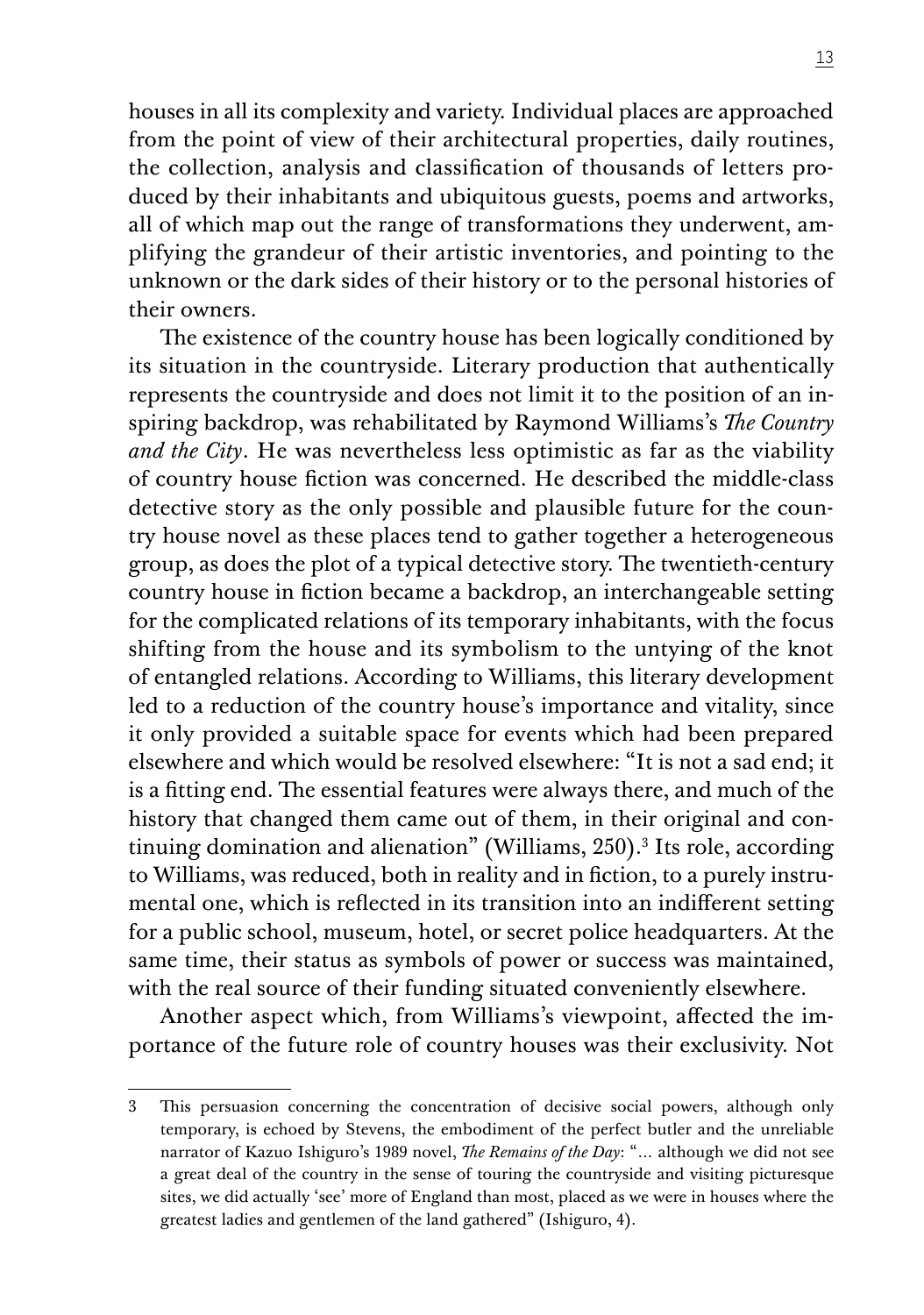houses in all its complexity and variety. Individual places are approached from the point of view of their architectural properties, daily routines, the collection, analysis and classification of thousands of letters produced by their inhabitants and ubiquitous guests, poems and artworks, all of which map out the range of transformations they underwent, amplifying the grandeur of their artistic inventories, and pointing to the unknown or the dark sides of their history or to the personal histories of their owners.

The existence of the country house has been logically conditioned by its situation in the countryside. Literary production that authentically represents the countryside and does not limit it to the position of an inspiring backdrop, was rehabilitated by Raymond Williams's *The Country and the City*. He was nevertheless less optimistic as far as the viability of country house fiction was concerned. He described the middle-class detective story as the only possible and plausible future for the country house novel as these places tend to gather together a heterogeneous group, as does the plot of a typical detective story. The twentieth-century country house in fiction became a backdrop, an interchangeable setting for the complicated relations of its temporary inhabitants, with the focus shifting from the house and its symbolism to the untying of the knot of entangled relations. According to Williams, this literary development led to a reduction of the country house's importance and vitality, since it only provided a suitable space for events which had been prepared elsewhere and which would be resolved elsewhere: "It is not a sad end; it is a fitting end. The essential features were always there, and much of the history that changed them came out of them, in their original and continuing domination and alienation" (Williams, 250).[3] Its role, according to Williams, was reduced, both in reality and in fiction, to a purely instrumental one, which is reflected in its transition into an indifferent setting for a public school, museum, hotel, or secret police headquarters. At the same time, their status as symbols of power or success was maintained, with the real source of their funding situated conveniently elsewhere.

Another aspect which, from Williams's viewpoint, affected the importance of the future role of country houses was their exclusivity. Not

---

3 This persuasion concerning the concentration of decisive social powers, although only temporary, is echoed by Stevens, the embodiment of the perfect butler and the unreliable narrator of Kazuo Ishiguro's 1989 novel, *The Remains of the Day*: "… although we did not see a great deal of the country in the sense of touring the countryside and visiting picturesque sites, we did actually 'see' more of England than most, placed as we were in houses where the greatest ladies and gentlemen of the land gathered" (Ishiguro, 4).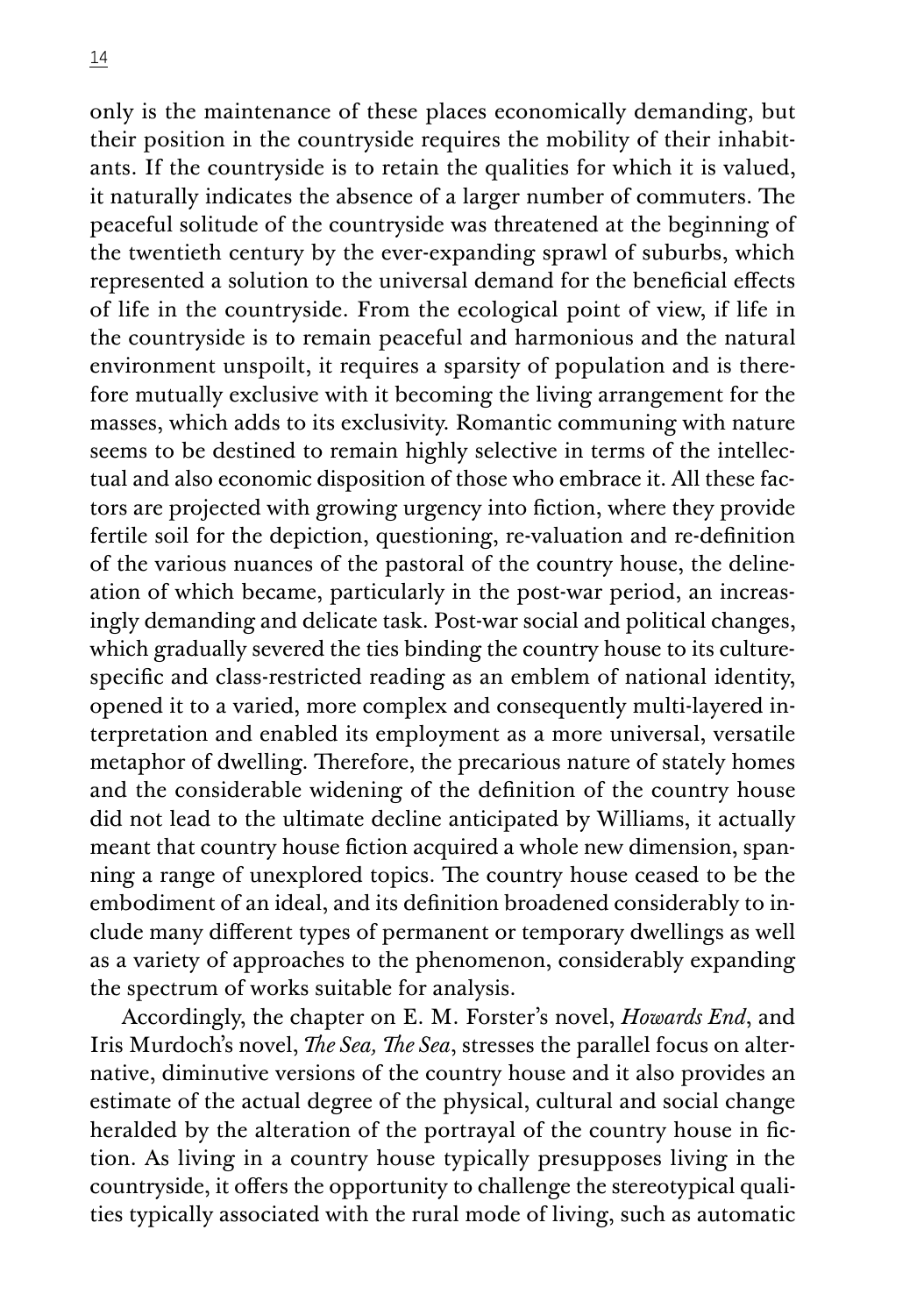only is the maintenance of these places economically demanding, but their position in the countryside requires the mobility of their inhabitants. If the countryside is to retain the qualities for which it is valued, it naturally indicates the absence of a larger number of commuters. The peaceful solitude of the countryside was threatened at the beginning of the twentieth century by the ever-expanding sprawl of suburbs, which represented a solution to the universal demand for the beneficial effects of life in the countryside. From the ecological point of view, if life in the countryside is to remain peaceful and harmonious and the natural environment unspoilt, it requires a sparsity of population and is therefore mutually exclusive with it becoming the living arrangement for the masses, which adds to its exclusivity. Romantic communing with nature seems to be destined to remain highly selective in terms of the intellectual and also economic disposition of those who embrace it. All these factors are projected with growing urgency into fiction, where they provide fertile soil for the depiction, questioning, re-valuation and re-definition of the various nuances of the pastoral of the country house, the delineation of which became, particularly in the post-war period, an increasingly demanding and delicate task. Post-war social and political changes, which gradually severed the ties binding the country house to its culture-specific and class-restricted reading as an emblem of national identity, opened it to a varied, more complex and consequently multi-layered interpretation and enabled its employment as a more universal, versatile metaphor of dwelling. Therefore, the precarious nature of stately homes and the considerable widening of the definition of the country house did not lead to the ultimate decline anticipated by Williams, it actually meant that country house fiction acquired a whole new dimension, spanning a range of unexplored topics. The country house ceased to be the embodiment of an ideal, and its definition broadened considerably to include many different types of permanent or temporary dwellings as well as a variety of approaches to the phenomenon, considerably expanding the spectrum of works suitable for analysis.

Accordingly, the chapter on E. M. Forster's novel, *Howards End*, and Iris Murdoch's novel, *The Sea, The Sea*, stresses the parallel focus on alternative, diminutive versions of the country house and it also provides an estimate of the actual degree of the physical, cultural and social change heralded by the alteration of the portrayal of the country house in fiction. As living in a country house typically presupposes living in the countryside, it offers the opportunity to challenge the stereotypical qualities typically associated with the rural mode of living, such as automatic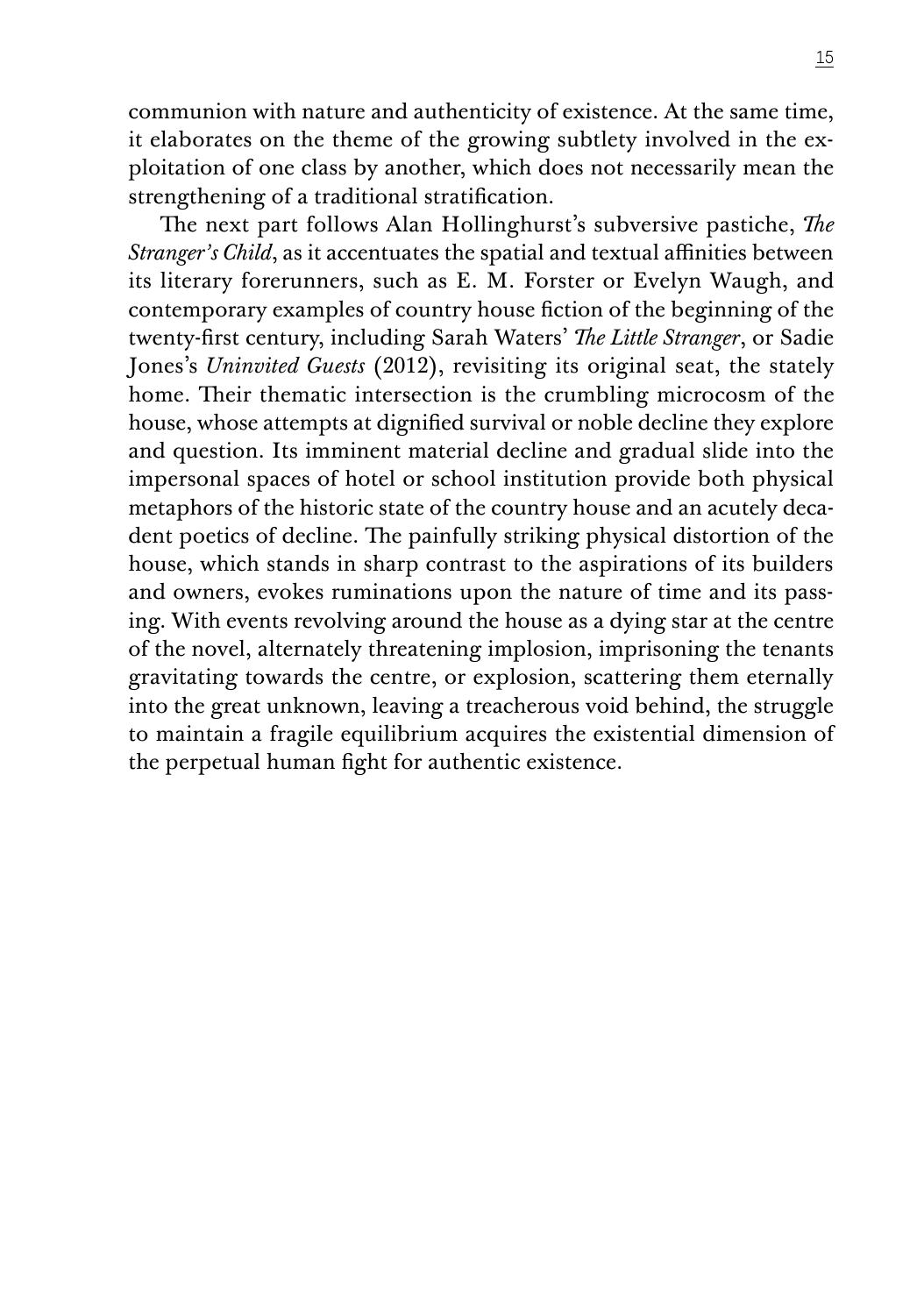communion with nature and authenticity of existence. At the same time, it elaborates on the theme of the growing subtlety involved in the exploitation of one class by another, which does not necessarily mean the strengthening of a traditional stratification.

The next part follows Alan Hollinghurst's subversive pastiche, *The Stranger's Child*, as it accentuates the spatial and textual affinities between its literary forerunners, such as E. M. Forster or Evelyn Waugh, and contemporary examples of country house fiction of the beginning of the twenty-first century, including Sarah Waters' *The Little Stranger*, or Sadie Jones's *Uninvited Guests* (2012), revisiting its original seat, the stately home. Their thematic intersection is the crumbling microcosm of the house, whose attempts at dignified survival or noble decline they explore and question. Its imminent material decline and gradual slide into the impersonal spaces of hotel or school institution provide both physical metaphors of the historic state of the country house and an acutely decadent poetics of decline. The painfully striking physical distortion of the house, which stands in sharp contrast to the aspirations of its builders and owners, evokes ruminations upon the nature of time and its passing. With events revolving around the house as a dying star at the centre of the novel, alternately threatening implosion, imprisoning the tenants gravitating towards the centre, or explosion, scattering them eternally into the great unknown, leaving a treacherous void behind, the struggle to maintain a fragile equilibrium acquires the existential dimension of the perpetual human fight for authentic existence.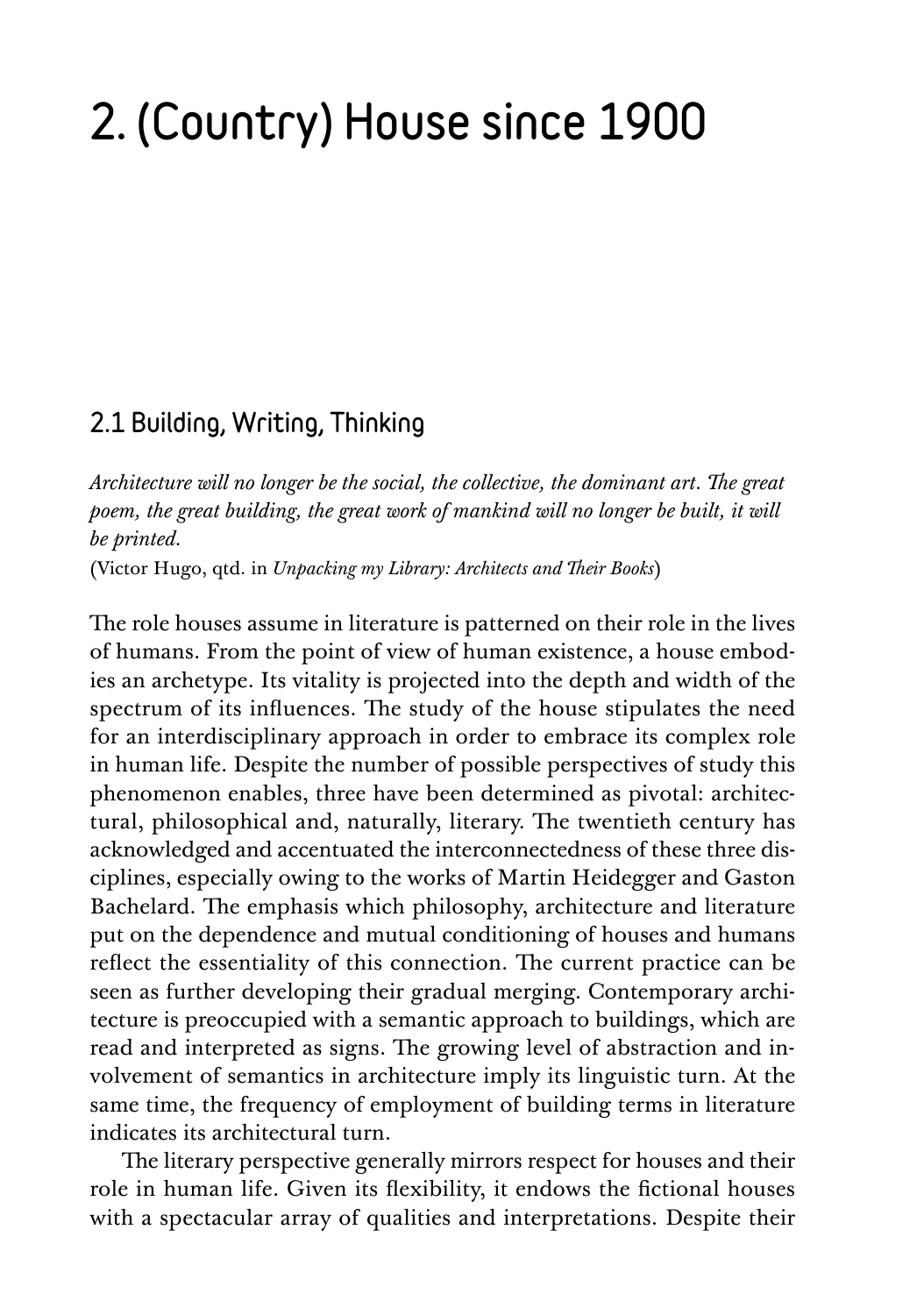# 2. (Country) House since 1900

## 2.1 Building, Writing, Thinking

*Architecture will no longer be the social, the collective, the dominant art. The great poem, the great building, the great work of mankind will no longer be built, it will be printed.*
(Victor Hugo, qtd. in *Unpacking my Library: Architects and Their Books*)

The role houses assume in literature is patterned on their role in the lives of humans. From the point of view of human existence, a house embodies an archetype. Its vitality is projected into the depth and width of the spectrum of its influences. The study of the house stipulates the need for an interdisciplinary approach in order to embrace its complex role in human life. Despite the number of possible perspectives of study this phenomenon enables, three have been determined as pivotal: architectural, philosophical and, naturally, literary. The twentieth century has acknowledged and accentuated the interconnectedness of these three disciplines, especially owing to the works of Martin Heidegger and Gaston Bachelard. The emphasis which philosophy, architecture and literature put on the dependence and mutual conditioning of houses and humans reflect the essentiality of this connection. The current practice can be seen as further developing their gradual merging. Contemporary architecture is preoccupied with a semantic approach to buildings, which are read and interpreted as signs. The growing level of abstraction and involvement of semantics in architecture imply its linguistic turn. At the same time, the frequency of employment of building terms in literature indicates its architectural turn.

The literary perspective generally mirrors respect for houses and their role in human life. Given its flexibility, it endows the fictional houses with a spectacular array of qualities and interpretations. Despite their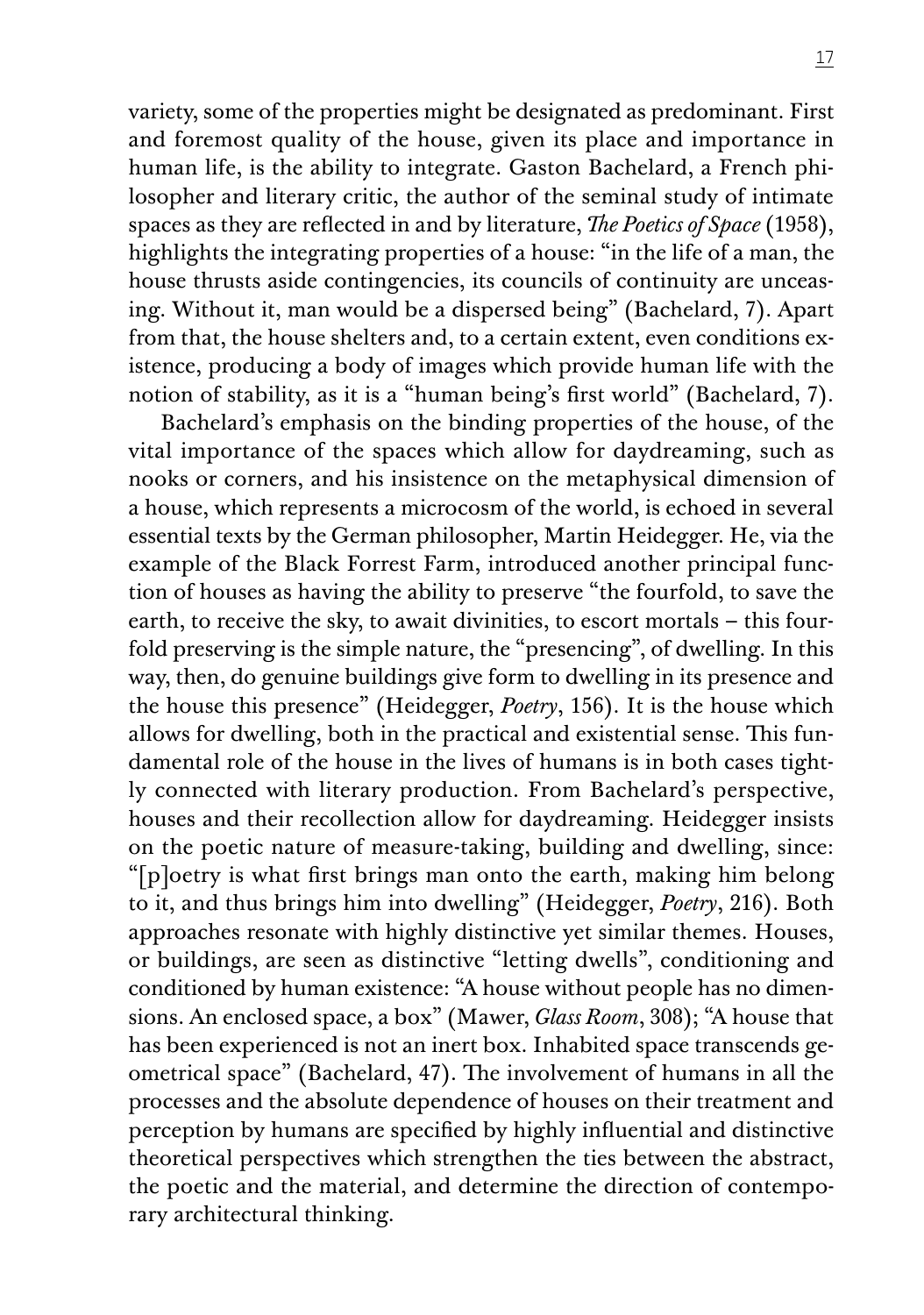variety, some of the properties might be designated as predominant. First and foremost quality of the house, given its place and importance in human life, is the ability to integrate. Gaston Bachelard, a French philosopher and literary critic, the author of the seminal study of intimate spaces as they are reflected in and by literature, *The Poetics of Space* (1958), highlights the integrating properties of a house: "in the life of a man, the house thrusts aside contingencies, its councils of continuity are unceasing. Without it, man would be a dispersed being" (Bachelard, 7). Apart from that, the house shelters and, to a certain extent, even conditions existence, producing a body of images which provide human life with the notion of stability, as it is a "human being's first world" (Bachelard, 7).

Bachelard's emphasis on the binding properties of the house, of the vital importance of the spaces which allow for daydreaming, such as nooks or corners, and his insistence on the metaphysical dimension of a house, which represents a microcosm of the world, is echoed in several essential texts by the German philosopher, Martin Heidegger. He, via the example of the Black Forrest Farm, introduced another principal function of houses as having the ability to preserve "the fourfold, to save the earth, to receive the sky, to await divinities, to escort mortals – this fourfold preserving is the simple nature, the "presencing", of dwelling. In this way, then, do genuine buildings give form to dwelling in its presence and the house this presence" (Heidegger, *Poetry*, 156). It is the house which allows for dwelling, both in the practical and existential sense. This fundamental role of the house in the lives of humans is in both cases tightly connected with literary production. From Bachelard's perspective, houses and their recollection allow for daydreaming. Heidegger insists on the poetic nature of measure-taking, building and dwelling, since: "[p]oetry is what first brings man onto the earth, making him belong to it, and thus brings him into dwelling" (Heidegger, *Poetry*, 216). Both approaches resonate with highly distinctive yet similar themes. Houses, or buildings, are seen as distinctive "letting dwells", conditioning and conditioned by human existence: "A house without people has no dimensions. An enclosed space, a box" (Mawer, *Glass Room*, 308); "A house that has been experienced is not an inert box. Inhabited space transcends geometrical space" (Bachelard, 47). The involvement of humans in all the processes and the absolute dependence of houses on their treatment and perception by humans are specified by highly influential and distinctive theoretical perspectives which strengthen the ties between the abstract, the poetic and the material, and determine the direction of contemporary architectural thinking.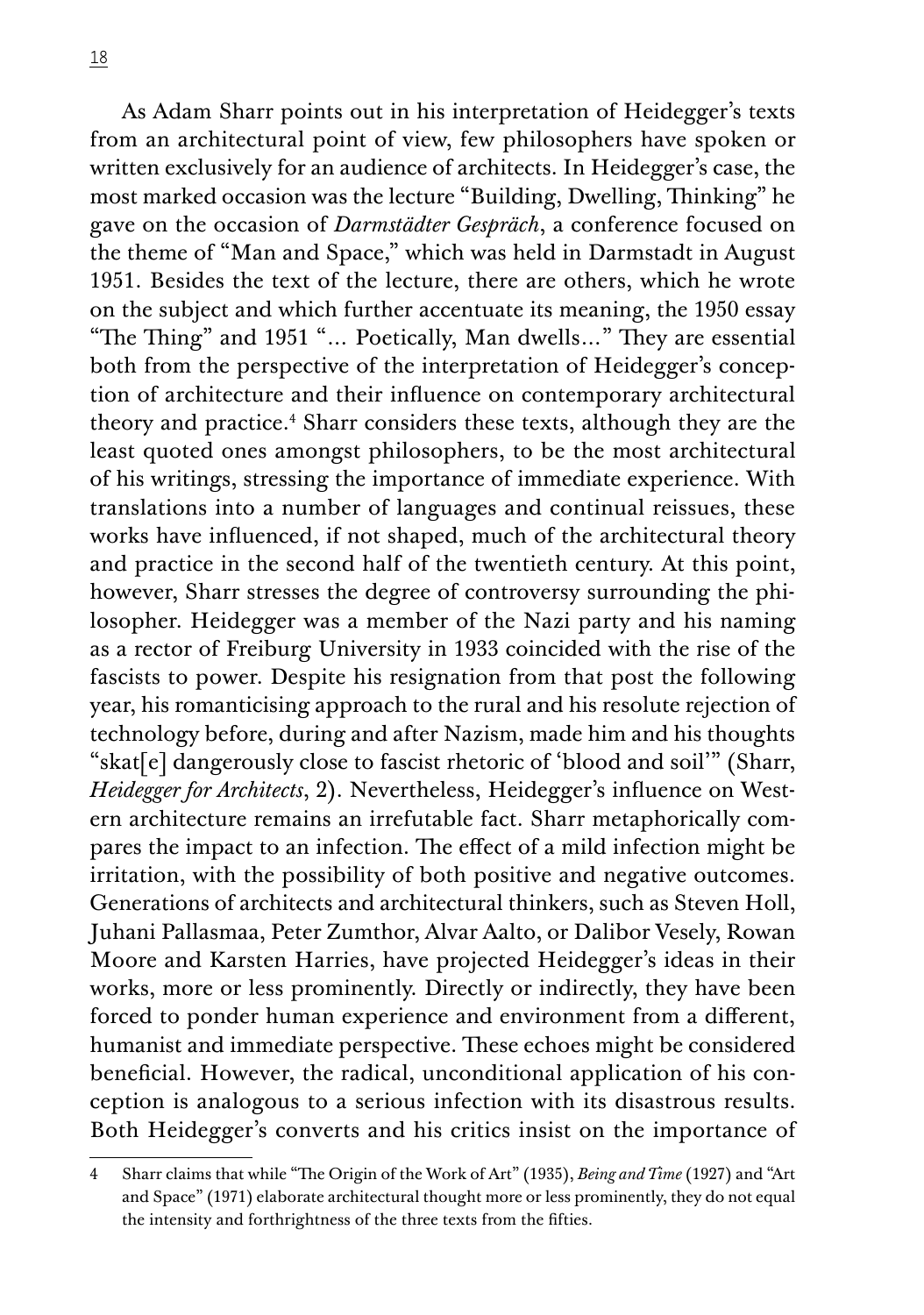As Adam Sharr points out in his interpretation of Heidegger's texts from an architectural point of view, few philosophers have spoken or written exclusively for an audience of architects. In Heidegger's case, the most marked occasion was the lecture "Building, Dwelling, Thinking" he gave on the occasion of *Darmstädter Gespräch*, a conference focused on the theme of "Man and Space," which was held in Darmstadt in August 1951. Besides the text of the lecture, there are others, which he wrote on the subject and which further accentuate its meaning, the 1950 essay "The Thing" and 1951 "... Poetically, Man dwells..." They are essential both from the perspective of the interpretation of Heidegger's conception of architecture and their influence on contemporary architectural theory and practice.[4] Sharr considers these texts, although they are the least quoted ones amongst philosophers, to be the most architectural of his writings, stressing the importance of immediate experience. With translations into a number of languages and continual reissues, these works have influenced, if not shaped, much of the architectural theory and practice in the second half of the twentieth century. At this point, however, Sharr stresses the degree of controversy surrounding the philosopher. Heidegger was a member of the Nazi party and his naming as a rector of Freiburg University in 1933 coincided with the rise of the fascists to power. Despite his resignation from that post the following year, his romanticising approach to the rural and his resolute rejection of technology before, during and after Nazism, made him and his thoughts "skat[e] dangerously close to fascist rhetoric of 'blood and soil'" (Sharr, *Heidegger for Architects*, 2). Nevertheless, Heidegger's influence on Western architecture remains an irrefutable fact. Sharr metaphorically compares the impact to an infection. The effect of a mild infection might be irritation, with the possibility of both positive and negative outcomes. Generations of architects and architectural thinkers, such as Steven Holl, Juhani Pallasmaa, Peter Zumthor, Alvar Aalto, or Dalibor Vesely, Rowan Moore and Karsten Harries, have projected Heidegger's ideas in their works, more or less prominently. Directly or indirectly, they have been forced to ponder human experience and environment from a different, humanist and immediate perspective. These echoes might be considered beneficial. However, the radical, unconditional application of his conception is analogous to a serious infection with its disastrous results. Both Heidegger's converts and his critics insist on the importance of

4 Sharr claims that while "The Origin of the Work of Art" (1935), *Being and Time* (1927) and "Art and Space" (1971) elaborate architectural thought more or less prominently, they do not equal the intensity and forthrightness of the three texts from the fifties.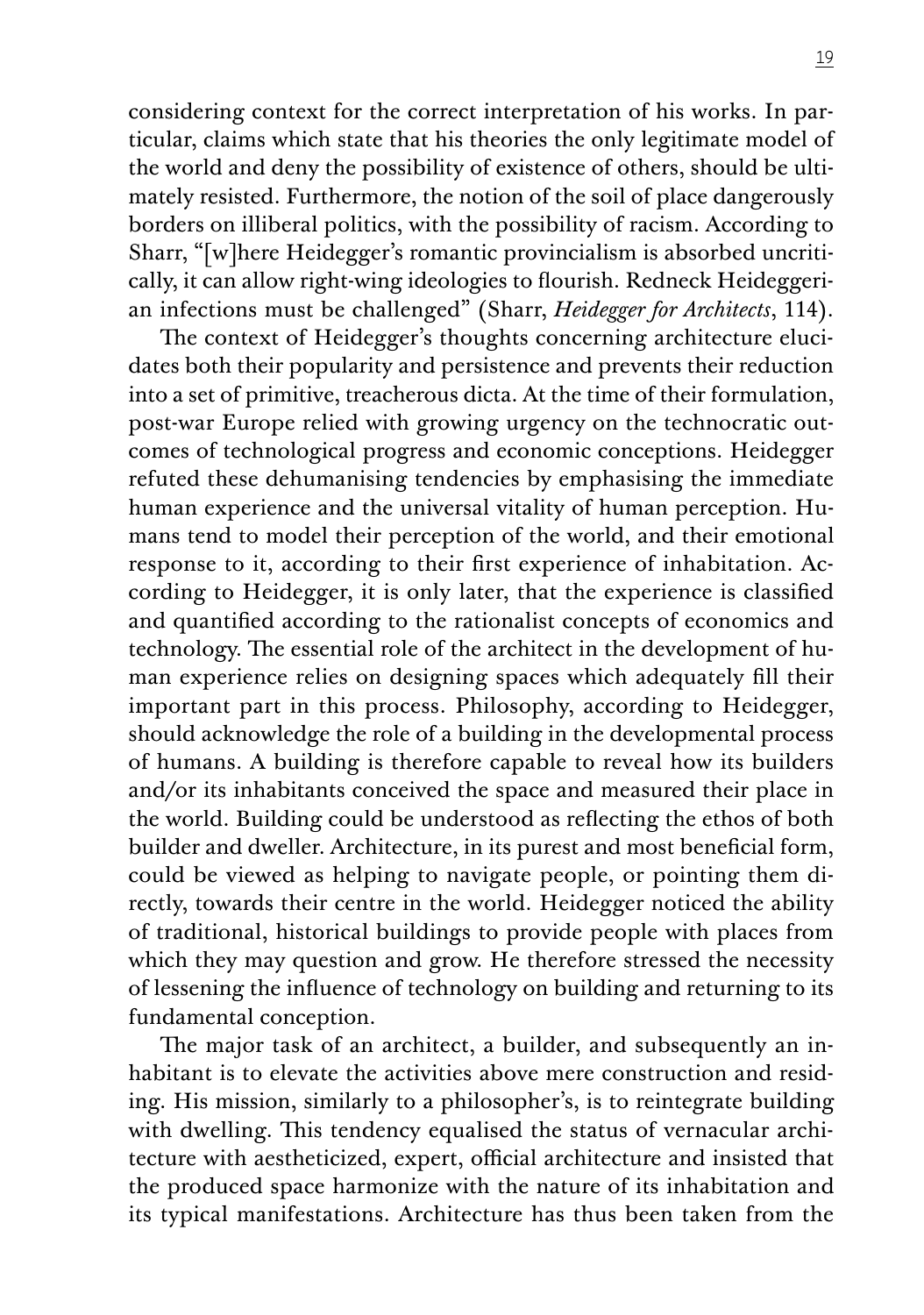considering context for the correct interpretation of his works. In particular, claims which state that his theories the only legitimate model of the world and deny the possibility of existence of others, should be ultimately resisted. Furthermore, the notion of the soil of place dangerously borders on illiberal politics, with the possibility of racism. According to Sharr, "[w]here Heidegger's romantic provincialism is absorbed uncritically, it can allow right-wing ideologies to flourish. Redneck Heideggerian infections must be challenged" (Sharr, *Heidegger for Architects*, 114).

The context of Heidegger's thoughts concerning architecture elucidates both their popularity and persistence and prevents their reduction into a set of primitive, treacherous dicta. At the time of their formulation, post-war Europe relied with growing urgency on the technocratic outcomes of technological progress and economic conceptions. Heidegger refuted these dehumanising tendencies by emphasising the immediate human experience and the universal vitality of human perception. Humans tend to model their perception of the world, and their emotional response to it, according to their first experience of inhabitation. According to Heidegger, it is only later, that the experience is classified and quantified according to the rationalist concepts of economics and technology. The essential role of the architect in the development of human experience relies on designing spaces which adequately fill their important part in this process. Philosophy, according to Heidegger, should acknowledge the role of a building in the developmental process of humans. A building is therefore capable to reveal how its builders and/or its inhabitants conceived the space and measured their place in the world. Building could be understood as reflecting the ethos of both builder and dweller. Architecture, in its purest and most beneficial form, could be viewed as helping to navigate people, or pointing them directly, towards their centre in the world. Heidegger noticed the ability of traditional, historical buildings to provide people with places from which they may question and grow. He therefore stressed the necessity of lessening the influence of technology on building and returning to its fundamental conception.

The major task of an architect, a builder, and subsequently an inhabitant is to elevate the activities above mere construction and residing. His mission, similarly to a philosopher's, is to reintegrate building with dwelling. This tendency equalised the status of vernacular architecture with aestheticized, expert, official architecture and insisted that the produced space harmonize with the nature of its inhabitation and its typical manifestations. Architecture has thus been taken from the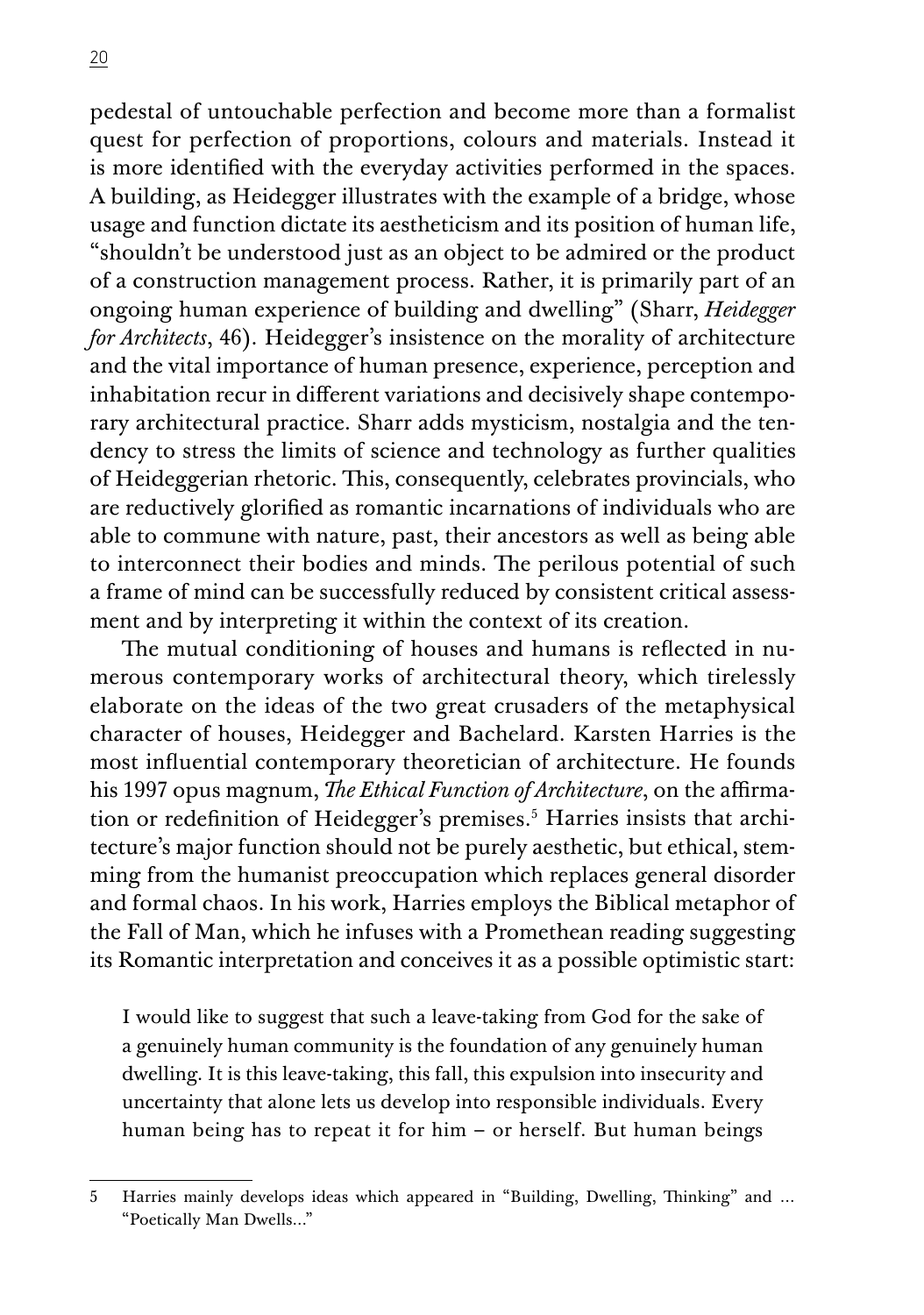pedestal of untouchable perfection and become more than a formalist quest for perfection of proportions, colours and materials. Instead it is more identified with the everyday activities performed in the spaces. A building, as Heidegger illustrates with the example of a bridge, whose usage and function dictate its aestheticism and its position of human life, "shouldn't be understood just as an object to be admired or the product of a construction management process. Rather, it is primarily part of an ongoing human experience of building and dwelling" (Sharr, *Heidegger for Architects*, 46). Heidegger's insistence on the morality of architecture and the vital importance of human presence, experience, perception and inhabitation recur in different variations and decisively shape contemporary architectural practice. Sharr adds mysticism, nostalgia and the tendency to stress the limits of science and technology as further qualities of Heideggerian rhetoric. This, consequently, celebrates provincials, who are reductively glorified as romantic incarnations of individuals who are able to commune with nature, past, their ancestors as well as being able to interconnect their bodies and minds. The perilous potential of such a frame of mind can be successfully reduced by consistent critical assessment and by interpreting it within the context of its creation.

The mutual conditioning of houses and humans is reflected in numerous contemporary works of architectural theory, which tirelessly elaborate on the ideas of the two great crusaders of the metaphysical character of houses, Heidegger and Bachelard. Karsten Harries is the most influential contemporary theoretician of architecture. He founds his 1997 opus magnum, *The Ethical Function of Architecture*, on the affirmation or redefinition of Heidegger's premises.[5] Harries insists that architecture's major function should not be purely aesthetic, but ethical, stemming from the humanist preoccupation which replaces general disorder and formal chaos. In his work, Harries employs the Biblical metaphor of the Fall of Man, which he infuses with a Promethean reading suggesting its Romantic interpretation and conceives it as a possible optimistic start:

> I would like to suggest that such a leave-taking from God for the sake of a genuinely human community is the foundation of any genuinely human dwelling. It is this leave-taking, this fall, this expulsion into insecurity and uncertainty that alone lets us develop into responsible individuals. Every human being has to repeat it for him – or herself. But human beings

5 Harries mainly develops ideas which appeared in "Building, Dwelling, Thinking" and … "Poetically Man Dwells…"